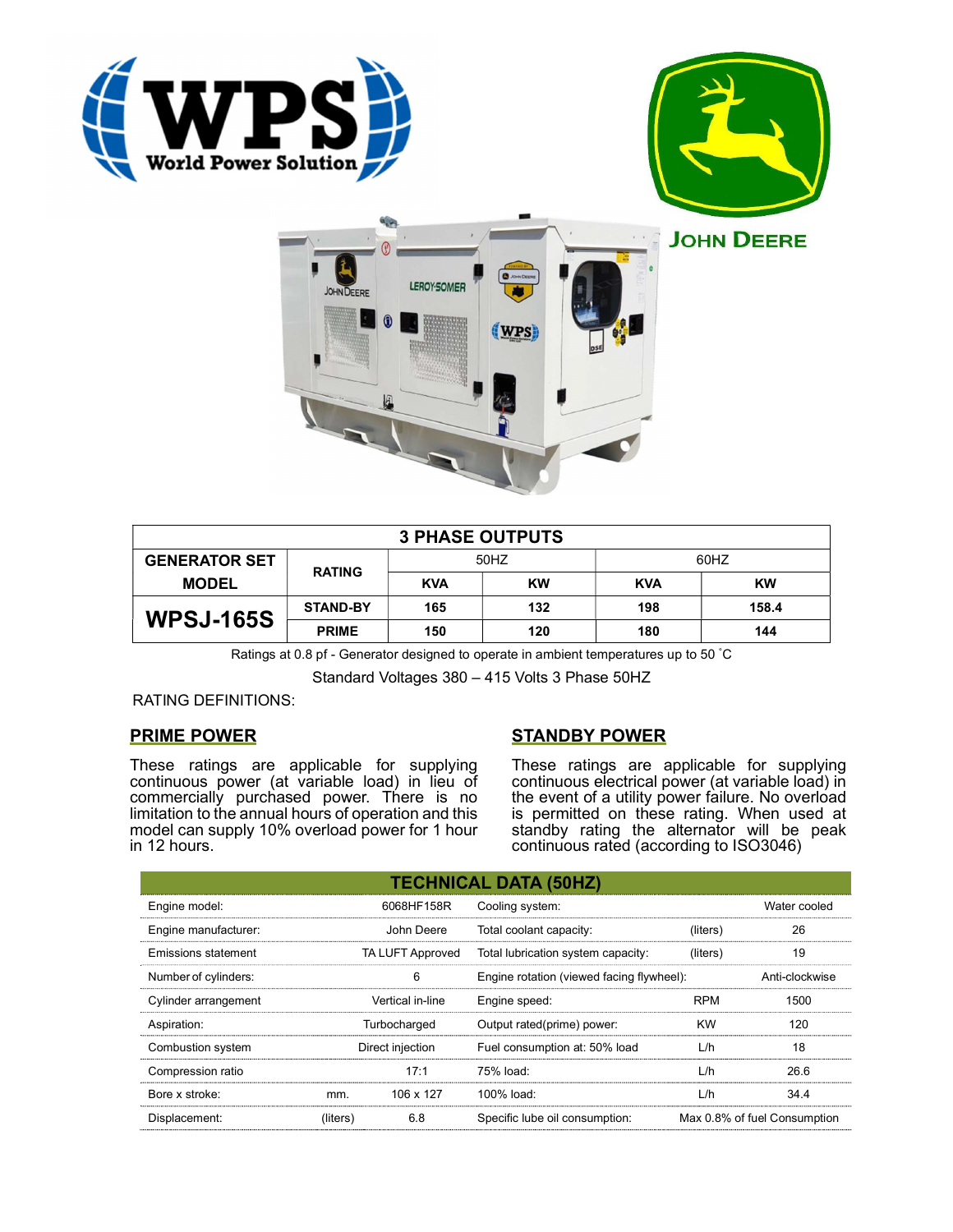## 3 PHASE OUTPUTS

| GENERATOR SET MODEL | RATING | 50HZ | | 60HZ | |
|---|---|---|---|---|---|
| | | KVA | KW | KVA | KW |
| WPSJ-165S | STAND-BY | 165 | 132 | 198 | 158.4 |
| | PRIME | 150 | 120 | 180 | 144 |

Ratings at 0.8 pf - Generator designed to operate in ambient temperatures up to 50 ˚C

Standard Voltages 380 – 415 Volts 3 Phase 50HZ

RATING DEFINITIONS:

### PRIME POWER

These ratings are applicable for supplying continuous power (at variable load) in lieu of commercially purchased power. There is no limitation to the annual hours of operation and this model can supply 10% overload power for 1 hour in 12 hours.

### STANDBY POWER

These ratings are applicable for supplying continuous electrical power (at variable load) in the event of a utility power failure. No overload is permitted on these rating. When used at standby rating the alternator will be peak continuous rated (according to ISO3046)

## TECHNICAL DATA (50HZ)

| | | | | | |
|---|---|---|---|---|---|
| Engine model: | | 6068HF158R | Cooling system: | | Water cooled |
| Engine manufacturer: | | John Deere | Total coolant capacity: | (liters) | 26 |
| Emissions statement | | TA LUFT Approved | Total lubrication system capacity: | (liters) | 19 |
| Number of cylinders: | | 6 | Engine rotation (viewed facing flywheel): | | Anti-clockwise |
| Cylinder arrangement | | Vertical in-line | Engine speed: | RPM | 1500 |
| Aspiration: | | Turbocharged | Output rated(prime) power: | KW | 120 |
| Combustion system | | Direct injection | Fuel consumption at: 50% load | L/h | 18 |
| Compression ratio | | 17:1 | 75% load: | L/h | 26.6 |
| Bore x stroke: | mm. | 106 x 127 | 100% load: | L/h | 34.4 |
| Displacement: | (liters) | 6.8 | Specific lube oil consumption: | | Max 0.8% of fuel Consumption |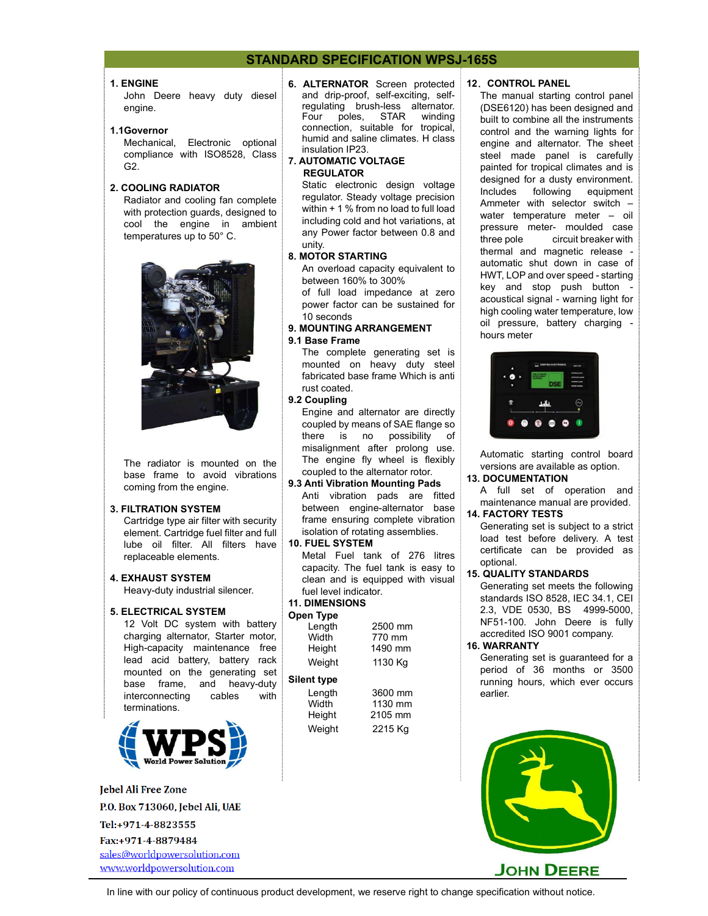## STANDARD SPECIFICATION WPSJ-165S

### 1. ENGINE

John Deere heavy duty diesel engine.

### 1.1Governor

Mechanical, Electronic optional compliance with ISO8528, Class G2.

### 2. COOLING RADIATOR

Radiator and cooling fan complete with protection guards, designed to cool the engine in ambient temperatures up to 50° C.

The radiator is mounted on the base frame to avoid vibrations coming from the engine.

### 3. FILTRATION SYSTEM

Cartridge type air filter with security element. Cartridge fuel filter and full lube oil filter. All filters have replaceable elements.

### 4. EXHAUST SYSTEM

Heavy-duty industrial silencer.

### 5. ELECTRICAL SYSTEM

12 Volt DC system with battery charging alternator, Starter motor, High-capacity maintenance free lead acid battery, battery rack mounted on the generating set base frame, and heavy-duty interconnecting cables with terminations.

Jebel Ali Free Zone
P.O. Box 713060, Jebel Ali, UAE
Tel:+971-4-8823555
Fax:+971-4-8879484
sales@worldpowersolution.com
www.worldpowersolution.com

### 6. ALTERNATOR

Screen protected and drip-proof, self-exciting, self-regulating brush-less alternator. Four poles, STAR winding connection, suitable for tropical, humid and saline climates. H class insulation IP23.

### 7. AUTOMATIC VOLTAGE REGULATOR

Static electronic design voltage regulator. Steady voltage precision within + 1 % from no load to full load including cold and hot variations, at any Power factor between 0.8 and unity.

### 8. MOTOR STARTING

An overload capacity equivalent to between 160% to 300% of full load impedance at zero power factor can be sustained for 10 seconds

### 9. MOUNTING ARRANGEMENT

### 9.1 Base Frame

The complete generating set is mounted on heavy duty steel fabricated base frame Which is anti rust coated.

### 9.2 Coupling

Engine and alternator are directly coupled by means of SAE flange so there is no possibility of misalignment after prolong use. The engine fly wheel is flexibly coupled to the alternator rotor.

### 9.3 Anti Vibration Mounting Pads

Anti vibration pads are fitted between engine-alternator base frame ensuring complete vibration isolation of rotating assemblies.

### 10. FUEL SYSTEM

Metal Fuel tank of 276 litres capacity. The fuel tank is easy to clean and is equipped with visual fuel level indicator.

### 11. DIMENSIONS

**Open Type**

| | |
|---|---|
| Length | 2500 mm |
| Width | 770 mm |
| Height | 1490 mm |
| Weight | 1130 Kg |

**Silent type**

| | |
|---|---|
| Length | 3600 mm |
| Width | 1130 mm |
| Height | 2105 mm |
| Weight | 2215 Kg |

### 12. CONTROL PANEL

The manual starting control panel (DSE6120) has been designed and built to combine all the instruments control and the warning lights for engine and alternator. The sheet steel made panel is carefully painted for tropical climates and is designed for a dusty environment. Includes following equipment Ammeter with selector switch – water temperature meter – oil pressure meter- moulded case three pole circuit breaker with thermal and magnetic release - automatic shut down in case of HWT, LOP and over speed - starting key and stop push button - acoustical signal - warning light for high cooling water temperature, low oil pressure, battery charging - hours meter

Automatic starting control board versions are available as option.

### 13. DOCUMENTATION

A full set of operation and maintenance manual are provided.

### 14. FACTORY TESTS

Generating set is subject to a strict load test before delivery. A test certificate can be provided as optional.

### 15. QUALITY STANDARDS

Generating set meets the following standards ISO 8528, IEC 34.1, CEI 2.3, VDE 0530, BS 4999-5000, NF51-100. John Deere is fully accredited ISO 9001 company.

### 16. WARRANTY

Generating set is guaranteed for a period of 36 months or 3500 running hours, which ever occurs earlier.

In line with our policy of continuous product development, we reserve right to change specification without notice.